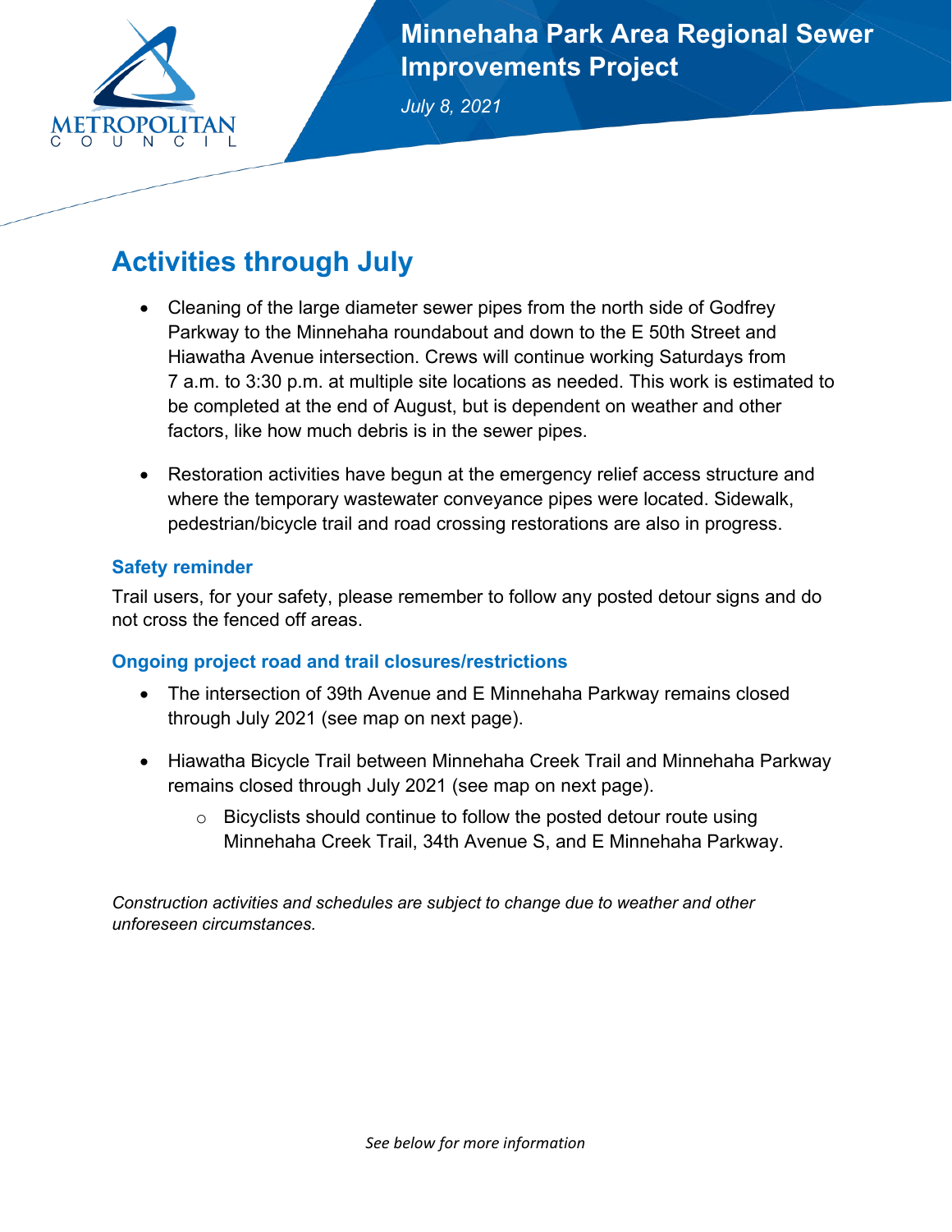# Minnehaha Park Area Regional Sewer Improvements Project

*July 8, 2021*

## Activities through July

- Cleaning of the large diameter sewer pipes from the north side of Godfrey Parkway to the Minnehaha roundabout and down to the E 50th Street and Hiawatha Avenue intersection. Crews will continue working Saturdays from 7 a.m. to 3:30 p.m. at multiple site locations as needed. This work is estimated to be completed at the end of August, but is dependent on weather and other factors, like how much debris is in the sewer pipes.

- Restoration activities have begun at the emergency relief access structure and where the temporary wastewater conveyance pipes were located. Sidewalk, pedestrian/bicycle trail and road crossing restorations are also in progress.

### Safety reminder

Trail users, for your safety, please remember to follow any posted detour signs and do not cross the fenced off areas.

### Ongoing project road and trail closures/restrictions

- The intersection of 39th Avenue and E Minnehaha Parkway remains closed through July 2021 (see map on next page).

- Hiawatha Bicycle Trail between Minnehaha Creek Trail and Minnehaha Parkway remains closed through July 2021 (see map on next page).
  - Bicyclists should continue to follow the posted detour route using Minnehaha Creek Trail, 34th Avenue S, and E Minnehaha Parkway.

*Construction activities and schedules are subject to change due to weather and other unforeseen circumstances.*

*See below for more information*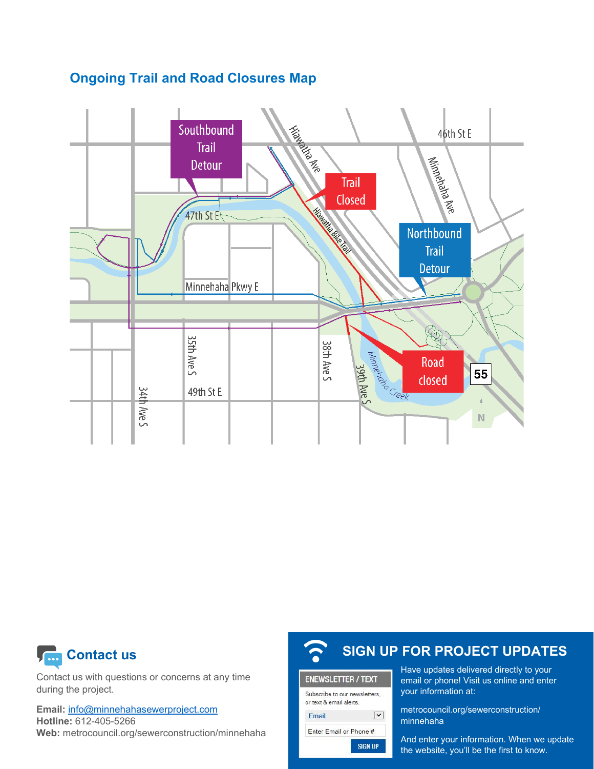## Ongoing Trail and Road Closures Map

Southbound Trail Detour

Trail Closed

Northbound Trail Detour

Road closed

46th St E

Hiawatha Ave

Minnehaha Ave

47th St E

Hiawatha Bike Trail

Minnehaha Pkwy E

35th Ave S

38th Ave S

39th Ave S

34th Ave S

49th St E

Minnehaha Creek

55

N

## Contact us

Contact us with questions or concerns at any time during the project.

**Email:** info@minnehahasewerproject.com
**Hotline:** 612-405-5266
**Web:** metrocouncil.org/sewerconstruction/minnehaha

## SIGN UP FOR PROJECT UPDATES

ENEWSLETTER / TEXT

Subscribe to our newsletters, or text & email alerts.

Email

Enter Email or Phone #

SIGN UP

Have updates delivered directly to your email or phone! Visit us online and enter your information at:

metrocouncil.org/sewerconstruction/minnehaha

And enter your information. When we update the website, you'll be the first to know.